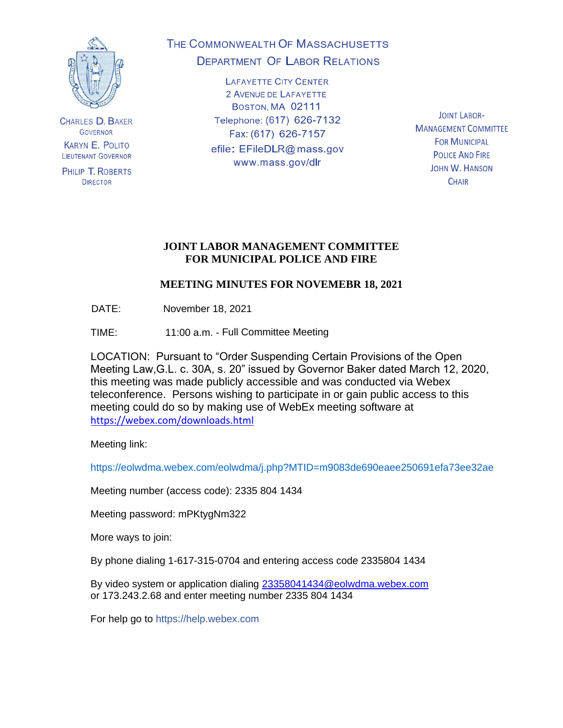THE COMMONWEALTH OF MASSACHUSETTS
DEPARTMENT OF LABOR RELATIONS

LAFAYETTE CITY CENTER
2 AVENUE DE LAFAYETTE
BOSTON, MA 02111
Telephone: (617) 626-7132
Fax: (617) 626-7157
efile: EFileDLR@mass.gov
www.mass.gov/dlr

CHARLES D. BAKER
GOVERNOR

KARYN E. POLITO
LIEUTENANT GOVERNOR

PHILIP T. ROBERTS
DIRECTOR

JOINT LABOR-MANAGEMENT COMMITTEE
FOR MUNICIPAL POLICE AND FIRE
JOHN W. HANSON
CHAIR

# JOINT LABOR MANAGEMENT COMMITTEE FOR MUNICIPAL POLICE AND FIRE

## MEETING MINUTES FOR NOVEMEBR 18, 2021

DATE: November 18, 2021

TIME: 11:00 a.m. - Full Committee Meeting

LOCATION: Pursuant to "Order Suspending Certain Provisions of the Open Meeting Law,G.L. c. 30A, s. 20" issued by Governor Baker dated March 12, 2020, this meeting was made publicly accessible and was conducted via Webex teleconference. Persons wishing to participate in or gain public access to this meeting could do so by making use of WebEx meeting software at https://webex.com/downloads.html

Meeting link:

https://eolwdma.webex.com/eolwdma/j.php?MTID=m9083de690eaee250691efa73ee32ae

Meeting number (access code): 2335 804 1434

Meeting password: mPKtygNm322

More ways to join:

By phone dialing 1-617-315-0704 and entering access code 2335804 1434

By video system or application dialing 23358041434@eolwdma.webex.com
or 173.243.2.68 and enter meeting number 2335 804 1434

For help go to https://help.webex.com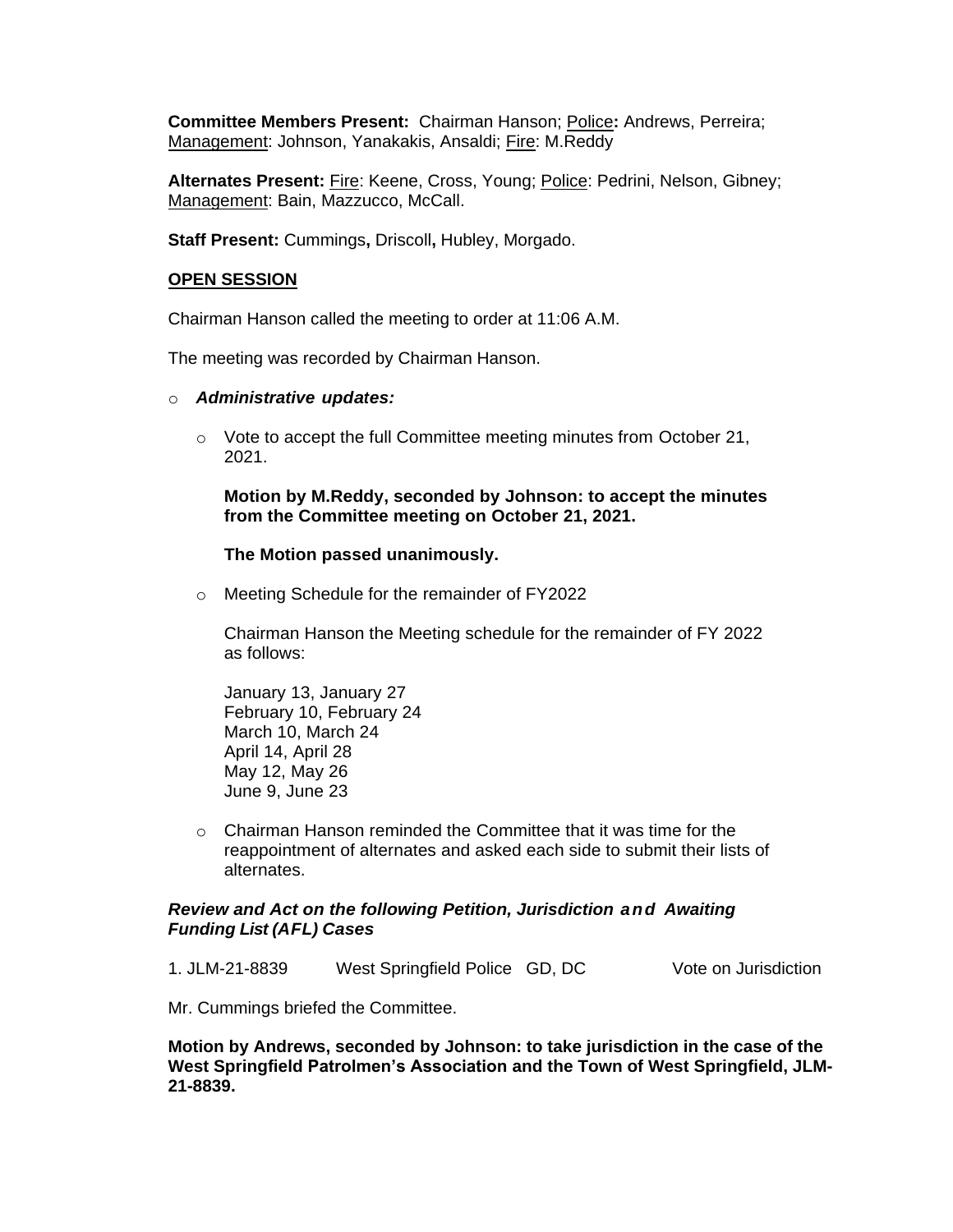**Committee Members Present:** Chairman Hanson; Police**:** Andrews, Perreira; Management: Johnson, Yanakakis, Ansaldi; Fire: M.Reddy

**Alternates Present:** Fire: Keene, Cross, Young; Police: Pedrini, Nelson, Gibney; Management: Bain, Mazzucco, McCall.

**Staff Present:** Cummings**,** Driscoll**,** Hubley, Morgado.

## OPEN SESSION

Chairman Hanson called the meeting to order at 11:06 A.M.

The meeting was recorded by Chairman Hanson.

- ***Administrative updates:***

  - Vote to accept the full Committee meeting minutes from October 21, 2021.

    **Motion by M.Reddy, seconded by Johnson: to accept the minutes from the Committee meeting on October 21, 2021.**

    **The Motion passed unanimously.**

  - Meeting Schedule for the remainder of FY2022

    Chairman Hanson the Meeting schedule for the remainder of FY 2022 as follows:

    January 13, January 27
    February 10, February 24
    March 10, March 24
    April 14, April 28
    May 12, May 26
    June 9, June 23

  - Chairman Hanson reminded the Committee that it was time for the reappointment of alternates and asked each side to submit their lists of alternates.

***Review and Act on the following Petition, Jurisdiction and Awaiting Funding List (AFL) Cases***

1. JLM-21-8839 West Springfield Police GD, DC Vote on Jurisdiction

Mr. Cummings briefed the Committee.

**Motion by Andrews, seconded by Johnson: to take jurisdiction in the case of the West Springfield Patrolmen's Association and the Town of West Springfield, JLM-21-8839.**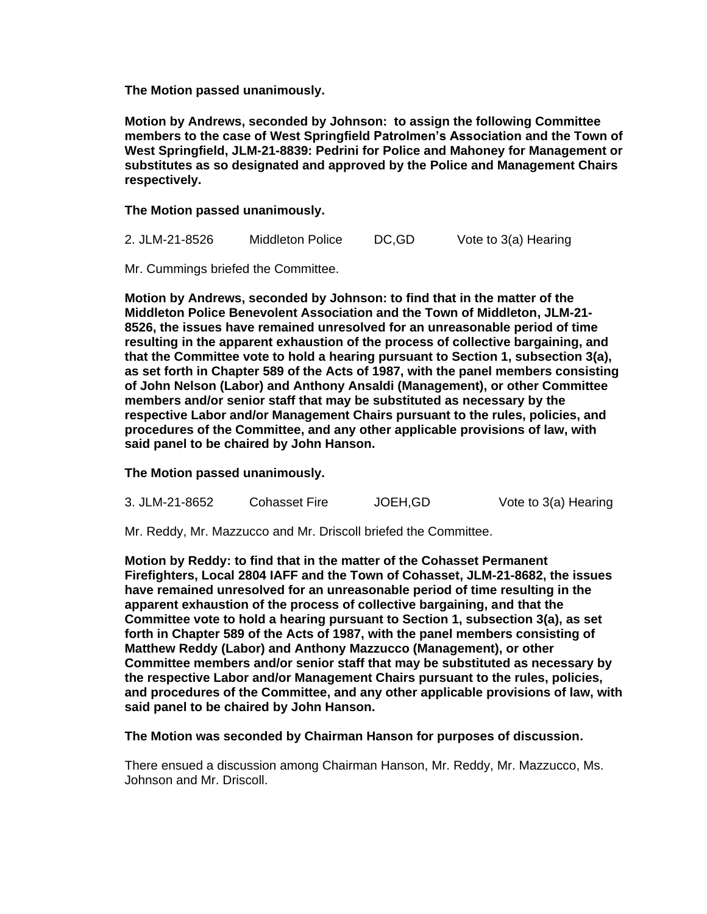**The Motion passed unanimously.**

**Motion by Andrews, seconded by Johnson: to assign the following Committee members to the case of West Springfield Patrolmen's Association and the Town of West Springfield, JLM-21-8839: Pedrini for Police and Mahoney for Management or substitutes as so designated and approved by the Police and Management Chairs respectively.**

**The Motion passed unanimously.**

2. JLM-21-8526 Middleton Police DC,GD Vote to 3(a) Hearing

Mr. Cummings briefed the Committee.

**Motion by Andrews, seconded by Johnson: to find that in the matter of the Middleton Police Benevolent Association and the Town of Middleton, JLM-21-8526, the issues have remained unresolved for an unreasonable period of time resulting in the apparent exhaustion of the process of collective bargaining, and that the Committee vote to hold a hearing pursuant to Section 1, subsection 3(a), as set forth in Chapter 589 of the Acts of 1987, with the panel members consisting of John Nelson (Labor) and Anthony Ansaldi (Management), or other Committee members and/or senior staff that may be substituted as necessary by the respective Labor and/or Management Chairs pursuant to the rules, policies, and procedures of the Committee, and any other applicable provisions of law, with said panel to be chaired by John Hanson.**

**The Motion passed unanimously.**

3. JLM-21-8652 Cohasset Fire JOEH,GD Vote to 3(a) Hearing

Mr. Reddy, Mr. Mazzucco and Mr. Driscoll briefed the Committee.

**Motion by Reddy: to find that in the matter of the Cohasset Permanent Firefighters, Local 2804 IAFF and the Town of Cohasset, JLM-21-8682, the issues have remained unresolved for an unreasonable period of time resulting in the apparent exhaustion of the process of collective bargaining, and that the Committee vote to hold a hearing pursuant to Section 1, subsection 3(a), as set forth in Chapter 589 of the Acts of 1987, with the panel members consisting of Matthew Reddy (Labor) and Anthony Mazzucco (Management), or other Committee members and/or senior staff that may be substituted as necessary by the respective Labor and/or Management Chairs pursuant to the rules, policies, and procedures of the Committee, and any other applicable provisions of law, with said panel to be chaired by John Hanson.**

**The Motion was seconded by Chairman Hanson for purposes of discussion.**

There ensued a discussion among Chairman Hanson, Mr. Reddy, Mr. Mazzucco, Ms. Johnson and Mr. Driscoll.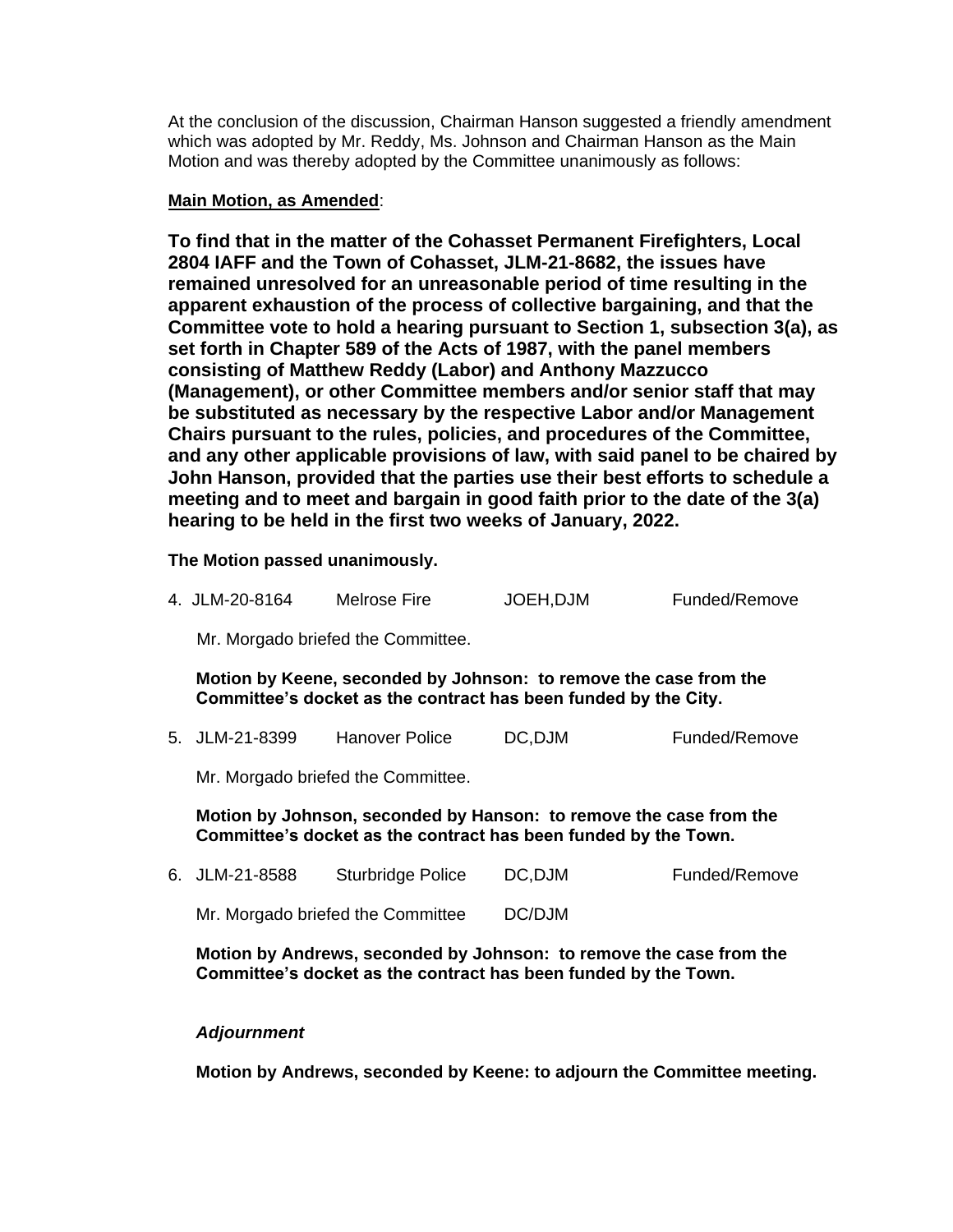At the conclusion of the discussion, Chairman Hanson suggested a friendly amendment which was adopted by Mr. Reddy, Ms. Johnson and Chairman Hanson as the Main Motion and was thereby adopted by the Committee unanimously as follows:

**Main Motion, as Amended**:

**To find that in the matter of the Cohasset Permanent Firefighters, Local 2804 IAFF and the Town of Cohasset, JLM-21-8682, the issues have remained unresolved for an unreasonable period of time resulting in the apparent exhaustion of the process of collective bargaining, and that the Committee vote to hold a hearing pursuant to Section 1, subsection 3(a), as set forth in Chapter 589 of the Acts of 1987, with the panel members consisting of Matthew Reddy (Labor) and Anthony Mazzucco (Management), or other Committee members and/or senior staff that may be substituted as necessary by the respective Labor and/or Management Chairs pursuant to the rules, policies, and procedures of the Committee, and any other applicable provisions of law, with said panel to be chaired by John Hanson, provided that the parties use their best efforts to schedule a meeting and to meet and bargain in good faith prior to the date of the 3(a) hearing to be held in the first two weeks of January, 2022.**

**The Motion passed unanimously.**

4. JLM-20-8164 Melrose Fire JOEH,DJM Funded/Remove

   Mr. Morgado briefed the Committee.

   **Motion by Keene, seconded by Johnson: to remove the case from the Committee's docket as the contract has been funded by the City.**

5. JLM-21-8399 Hanover Police DC,DJM Funded/Remove

   Mr. Morgado briefed the Committee.

   **Motion by Johnson, seconded by Hanson: to remove the case from the Committee's docket as the contract has been funded by the Town.**

6. JLM-21-8588 Sturbridge Police DC,DJM Funded/Remove

   Mr. Morgado briefed the Committee DC/DJM

   **Motion by Andrews, seconded by Johnson: to remove the case from the Committee's docket as the contract has been funded by the Town.**

***Adjournment***

**Motion by Andrews, seconded by Keene: to adjourn the Committee meeting.**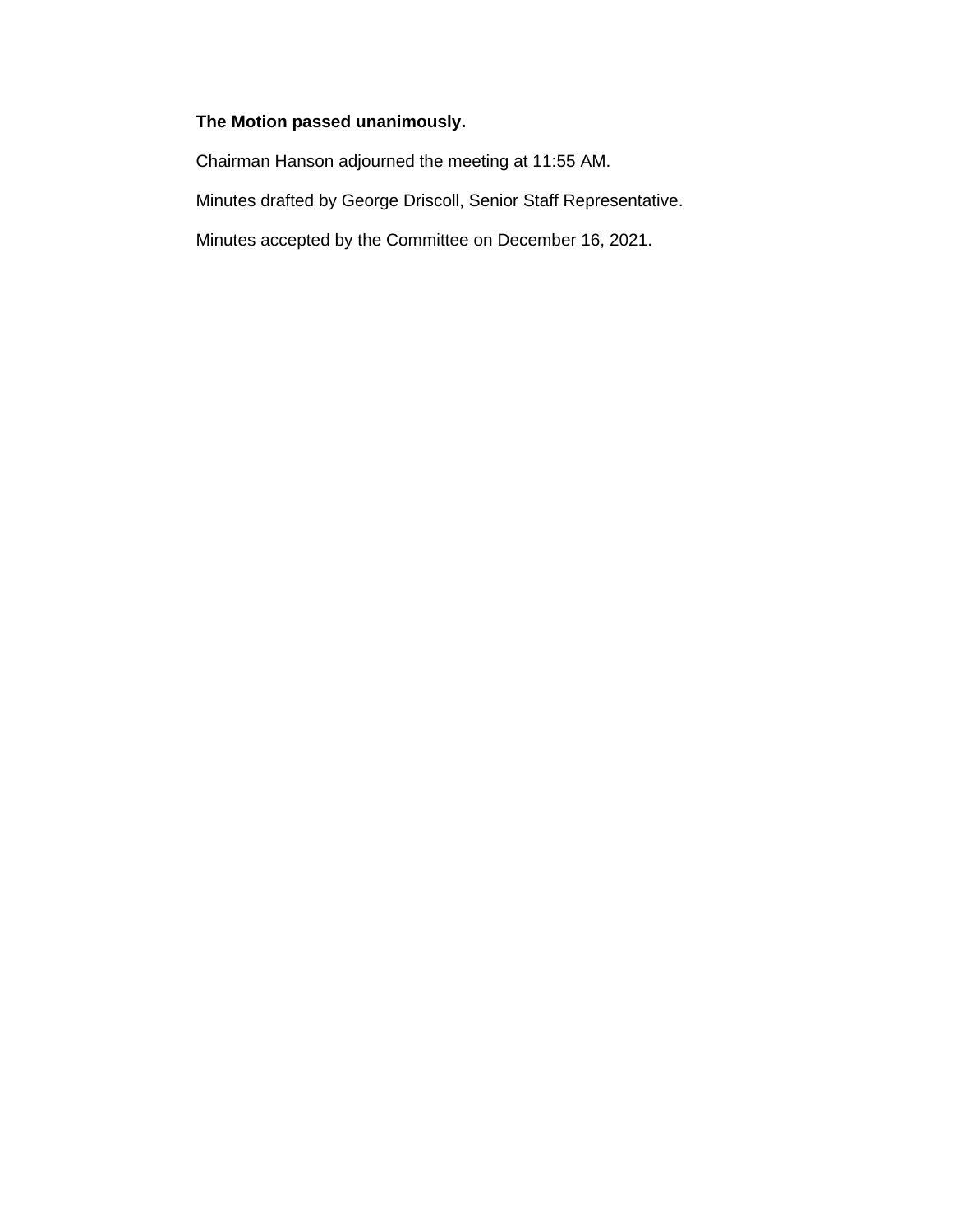**The Motion passed unanimously.**

Chairman Hanson adjourned the meeting at 11:55 AM.

Minutes drafted by George Driscoll, Senior Staff Representative.

Minutes accepted by the Committee on December 16, 2021.